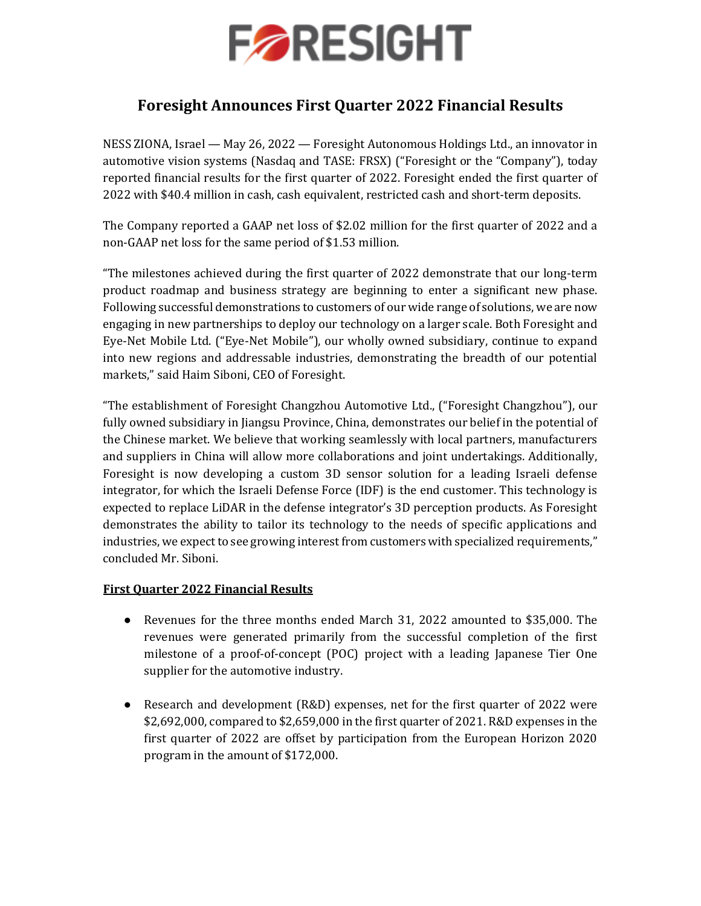# Foresight Announces First Quarter 2022 Financial Results

NESS ZIONA, Israel — May 26, 2022 — Foresight Autonomous Holdings Ltd., an innovator in automotive vision systems (Nasdaq and TASE: FRSX) ("Foresight or the "Company"), today reported financial results for the first quarter of 2022. Foresight ended the first quarter of 2022 with $40.4 million in cash, cash equivalent, restricted cash and short-term deposits.

The Company reported a GAAP net loss of $2.02 million for the first quarter of 2022 and a non-GAAP net loss for the same period of $1.53 million.

"The milestones achieved during the first quarter of 2022 demonstrate that our long-term product roadmap and business strategy are beginning to enter a significant new phase. Following successful demonstrations to customers of our wide range of solutions, we are now engaging in new partnerships to deploy our technology on a larger scale. Both Foresight and Eye-Net Mobile Ltd. ("Eye-Net Mobile"), our wholly owned subsidiary, continue to expand into new regions and addressable industries, demonstrating the breadth of our potential markets," said Haim Siboni, CEO of Foresight.

"The establishment of Foresight Changzhou Automotive Ltd., ("Foresight Changzhou"), our fully owned subsidiary in Jiangsu Province, China, demonstrates our belief in the potential of the Chinese market. We believe that working seamlessly with local partners, manufacturers and suppliers in China will allow more collaborations and joint undertakings. Additionally, Foresight is now developing a custom 3D sensor solution for a leading Israeli defense integrator, for which the Israeli Defense Force (IDF) is the end customer. This technology is expected to replace LiDAR in the defense integrator's 3D perception products. As Foresight demonstrates the ability to tailor its technology to the needs of specific applications and industries, we expect to see growing interest from customers with specialized requirements," concluded Mr. Siboni.

**First Quarter 2022 Financial Results**

- Revenues for the three months ended March 31, 2022 amounted to $35,000. The revenues were generated primarily from the successful completion of the first milestone of a proof-of-concept (POC) project with a leading Japanese Tier One supplier for the automotive industry.

- Research and development (R&D) expenses, net for the first quarter of 2022 were $2,692,000, compared to $2,659,000 in the first quarter of 2021. R&D expenses in the first quarter of 2022 are offset by participation from the European Horizon 2020 program in the amount of $172,000.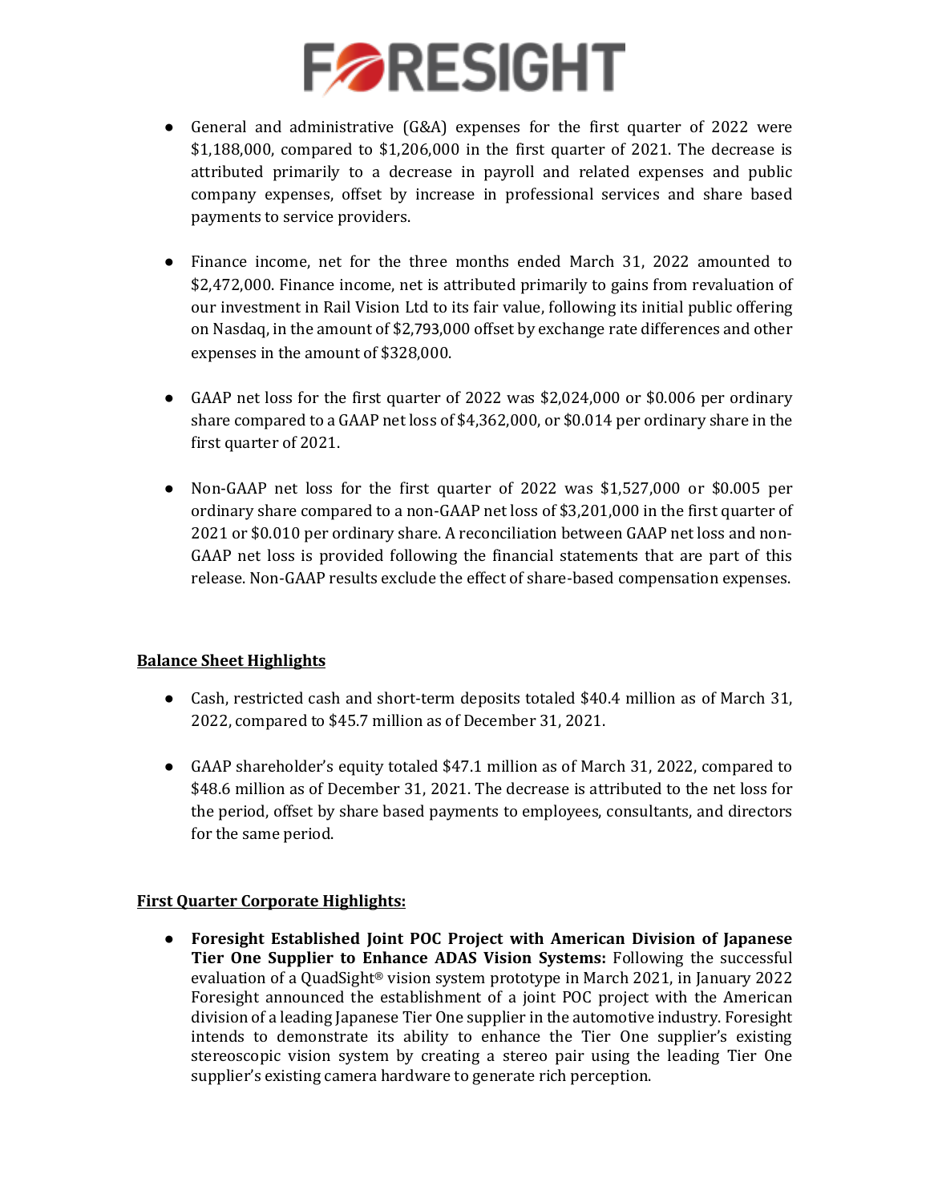- General and administrative (G&A) expenses for the first quarter of 2022 were $1,188,000, compared to $1,206,000 in the first quarter of 2021. The decrease is attributed primarily to a decrease in payroll and related expenses and public company expenses, offset by increase in professional services and share based payments to service providers.

- Finance income, net for the three months ended March 31, 2022 amounted to $2,472,000. Finance income, net is attributed primarily to gains from revaluation of our investment in Rail Vision Ltd to its fair value, following its initial public offering on Nasdaq, in the amount of $2,793,000 offset by exchange rate differences and other expenses in the amount of $328,000.

- GAAP net loss for the first quarter of 2022 was $2,024,000 or $0.006 per ordinary share compared to a GAAP net loss of $4,362,000, or $0.014 per ordinary share in the first quarter of 2021.

- Non-GAAP net loss for the first quarter of 2022 was $1,527,000 or $0.005 per ordinary share compared to a non-GAAP net loss of $3,201,000 in the first quarter of 2021 or $0.010 per ordinary share. A reconciliation between GAAP net loss and non-GAAP net loss is provided following the financial statements that are part of this release. Non-GAAP results exclude the effect of share-based compensation expenses.

## Balance Sheet Highlights

- Cash, restricted cash and short-term deposits totaled $40.4 million as of March 31, 2022, compared to $45.7 million as of December 31, 2021.

- GAAP shareholder's equity totaled $47.1 million as of March 31, 2022, compared to $48.6 million as of December 31, 2021. The decrease is attributed to the net loss for the period, offset by share based payments to employees, consultants, and directors for the same period.

## First Quarter Corporate Highlights:

- **Foresight Established Joint POC Project with American Division of Japanese Tier One Supplier to Enhance ADAS Vision Systems:** Following the successful evaluation of a QuadSight® vision system prototype in March 2021, in January 2022 Foresight announced the establishment of a joint POC project with the American division of a leading Japanese Tier One supplier in the automotive industry. Foresight intends to demonstrate its ability to enhance the Tier One supplier's existing stereoscopic vision system by creating a stereo pair using the leading Tier One supplier's existing camera hardware to generate rich perception.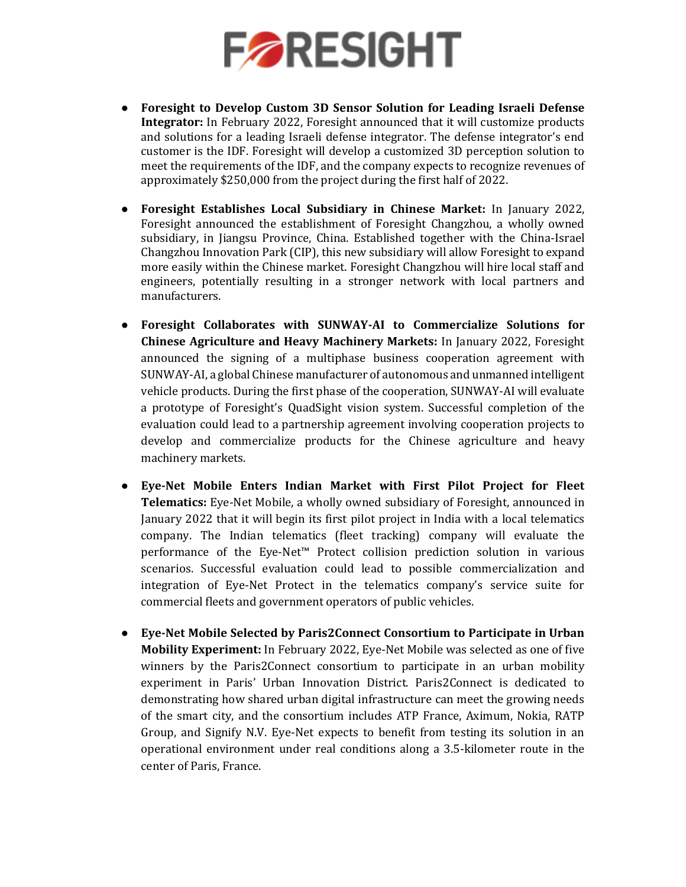- **Foresight to Develop Custom 3D Sensor Solution for Leading Israeli Defense Integrator:** In February 2022, Foresight announced that it will customize products and solutions for a leading Israeli defense integrator. The defense integrator's end customer is the IDF. Foresight will develop a customized 3D perception solution to meet the requirements of the IDF, and the company expects to recognize revenues of approximately $250,000 from the project during the first half of 2022.

- **Foresight Establishes Local Subsidiary in Chinese Market:** In January 2022, Foresight announced the establishment of Foresight Changzhou, a wholly owned subsidiary, in Jiangsu Province, China. Established together with the China-Israel Changzhou Innovation Park (CIP), this new subsidiary will allow Foresight to expand more easily within the Chinese market. Foresight Changzhou will hire local staff and engineers, potentially resulting in a stronger network with local partners and manufacturers.

- **Foresight Collaborates with SUNWAY-AI to Commercialize Solutions for Chinese Agriculture and Heavy Machinery Markets:** In January 2022, Foresight announced the signing of a multiphase business cooperation agreement with SUNWAY-AI, a global Chinese manufacturer of autonomous and unmanned intelligent vehicle products. During the first phase of the cooperation, SUNWAY-AI will evaluate a prototype of Foresight's QuadSight vision system. Successful completion of the evaluation could lead to a partnership agreement involving cooperation projects to develop and commercialize products for the Chinese agriculture and heavy machinery markets.

- **Eye-Net Mobile Enters Indian Market with First Pilot Project for Fleet Telematics:** Eye-Net Mobile, a wholly owned subsidiary of Foresight, announced in January 2022 that it will begin its first pilot project in India with a local telematics company. The Indian telematics (fleet tracking) company will evaluate the performance of the Eye-Net™ Protect collision prediction solution in various scenarios. Successful evaluation could lead to possible commercialization and integration of Eye-Net Protect in the telematics company's service suite for commercial fleets and government operators of public vehicles.

- **Eye-Net Mobile Selected by Paris2Connect Consortium to Participate in Urban Mobility Experiment:** In February 2022, Eye-Net Mobile was selected as one of five winners by the Paris2Connect consortium to participate in an urban mobility experiment in Paris' Urban Innovation District. Paris2Connect is dedicated to demonstrating how shared urban digital infrastructure can meet the growing needs of the smart city, and the consortium includes ATP France, Aximum, Nokia, RATP Group, and Signify N.V. Eye-Net expects to benefit from testing its solution in an operational environment under real conditions along a 3.5-kilometer route in the center of Paris, France.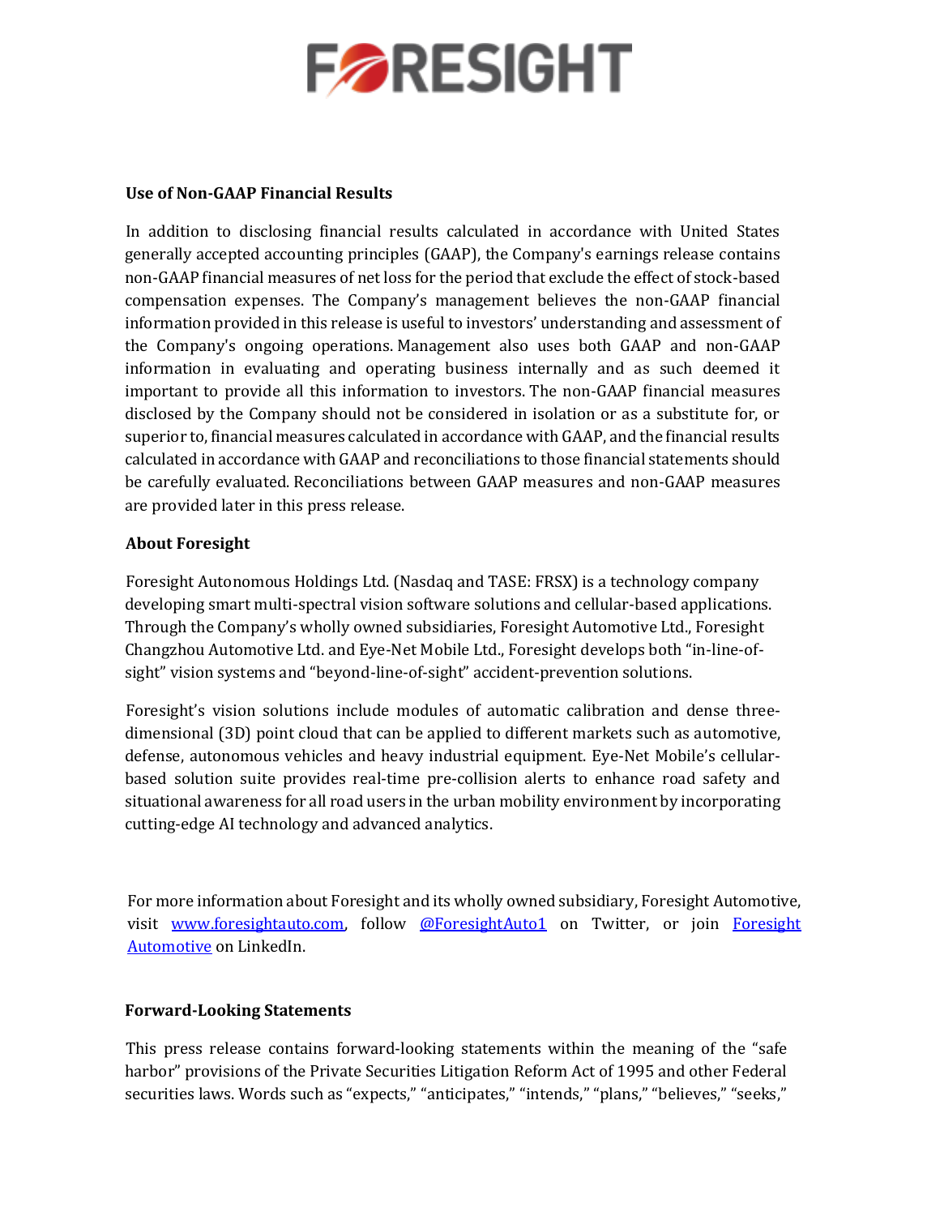**Use of Non-GAAP Financial Results**

In addition to disclosing financial results calculated in accordance with United States generally accepted accounting principles (GAAP), the Company's earnings release contains non-GAAP financial measures of net loss for the period that exclude the effect of stock-based compensation expenses. The Company's management believes the non-GAAP financial information provided in this release is useful to investors' understanding and assessment of the Company's ongoing operations. Management also uses both GAAP and non-GAAP information in evaluating and operating business internally and as such deemed it important to provide all this information to investors. The non-GAAP financial measures disclosed by the Company should not be considered in isolation or as a substitute for, or superior to, financial measures calculated in accordance with GAAP, and the financial results calculated in accordance with GAAP and reconciliations to those financial statements should be carefully evaluated. Reconciliations between GAAP measures and non-GAAP measures are provided later in this press release.

**About Foresight**

Foresight Autonomous Holdings Ltd. (Nasdaq and TASE: FRSX) is a technology company developing smart multi-spectral vision software solutions and cellular-based applications. Through the Company's wholly owned subsidiaries, Foresight Automotive Ltd., Foresight Changzhou Automotive Ltd. and Eye-Net Mobile Ltd., Foresight develops both "in-line-of-sight" vision systems and "beyond-line-of-sight" accident-prevention solutions.

Foresight's vision solutions include modules of automatic calibration and dense three-dimensional (3D) point cloud that can be applied to different markets such as automotive, defense, autonomous vehicles and heavy industrial equipment. Eye-Net Mobile's cellular-based solution suite provides real-time pre-collision alerts to enhance road safety and situational awareness for all road users in the urban mobility environment by incorporating cutting-edge AI technology and advanced analytics.

For more information about Foresight and its wholly owned subsidiary, Foresight Automotive, visit [www.foresightauto.com](www.foresightauto.com), follow [@ForesightAuto1]() on Twitter, or join [Foresight Automotive]() on LinkedIn.

**Forward-Looking Statements**

This press release contains forward-looking statements within the meaning of the "safe harbor" provisions of the Private Securities Litigation Reform Act of 1995 and other Federal securities laws. Words such as "expects," "anticipates," "intends," "plans," "believes," "seeks,"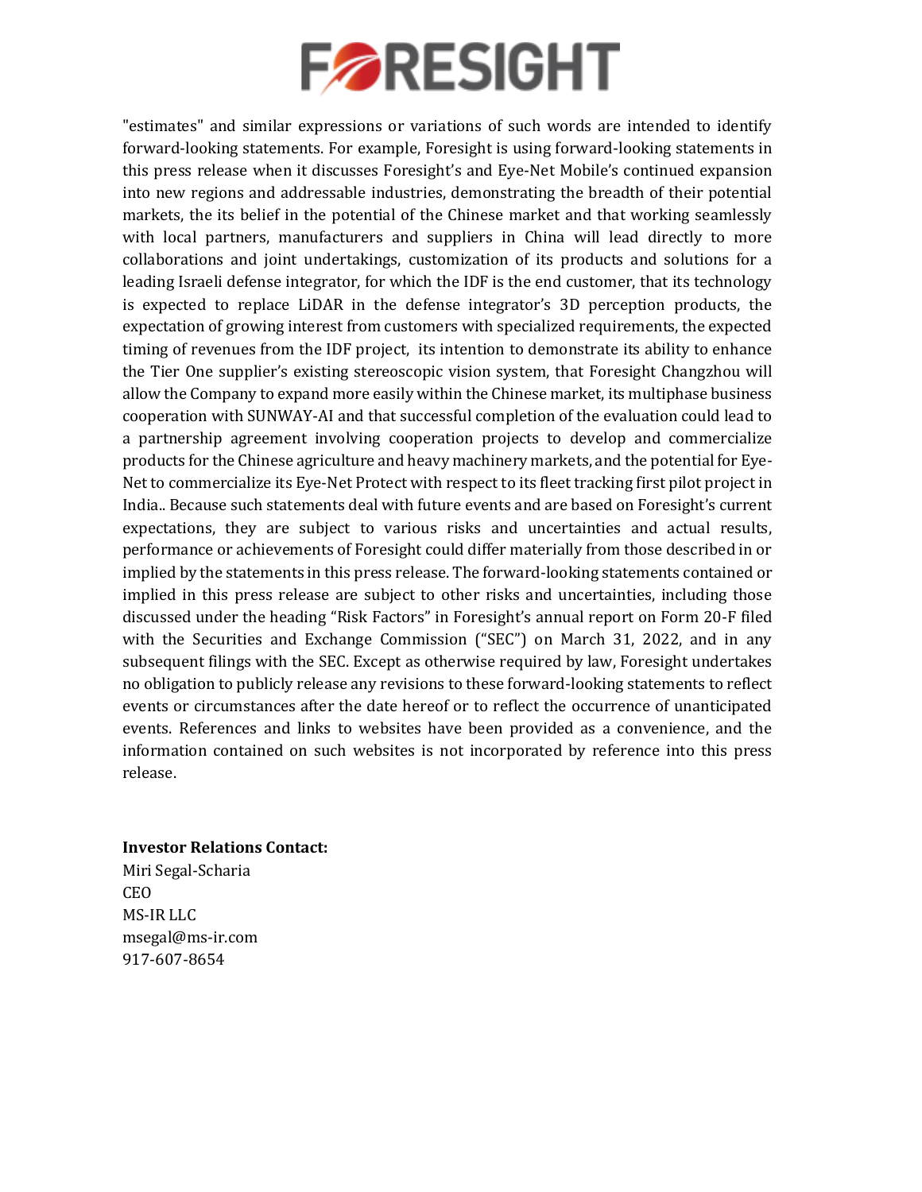"estimates" and similar expressions or variations of such words are intended to identify forward-looking statements. For example, Foresight is using forward-looking statements in this press release when it discusses Foresight's and Eye-Net Mobile's continued expansion into new regions and addressable industries, demonstrating the breadth of their potential markets, the its belief in the potential of the Chinese market and that working seamlessly with local partners, manufacturers and suppliers in China will lead directly to more collaborations and joint undertakings, customization of its products and solutions for a leading Israeli defense integrator, for which the IDF is the end customer, that its technology is expected to replace LiDAR in the defense integrator's 3D perception products, the expectation of growing interest from customers with specialized requirements, the expected timing of revenues from the IDF project, its intention to demonstrate its ability to enhance the Tier One supplier's existing stereoscopic vision system, that Foresight Changzhou will allow the Company to expand more easily within the Chinese market, its multiphase business cooperation with SUNWAY-AI and that successful completion of the evaluation could lead to a partnership agreement involving cooperation projects to develop and commercialize products for the Chinese agriculture and heavy machinery markets, and the potential for Eye-Net to commercialize its Eye-Net Protect with respect to its fleet tracking first pilot project in India.. Because such statements deal with future events and are based on Foresight's current expectations, they are subject to various risks and uncertainties and actual results, performance or achievements of Foresight could differ materially from those described in or implied by the statements in this press release. The forward-looking statements contained or implied in this press release are subject to other risks and uncertainties, including those discussed under the heading "Risk Factors" in Foresight's annual report on Form 20-F filed with the Securities and Exchange Commission ("SEC") on March 31, 2022, and in any subsequent filings with the SEC. Except as otherwise required by law, Foresight undertakes no obligation to publicly release any revisions to these forward-looking statements to reflect events or circumstances after the date hereof or to reflect the occurrence of unanticipated events. References and links to websites have been provided as a convenience, and the information contained on such websites is not incorporated by reference into this press release.

**Investor Relations Contact:**
Miri Segal-Scharia
CEO
MS-IR LLC
msegal@ms-ir.com
917-607-8654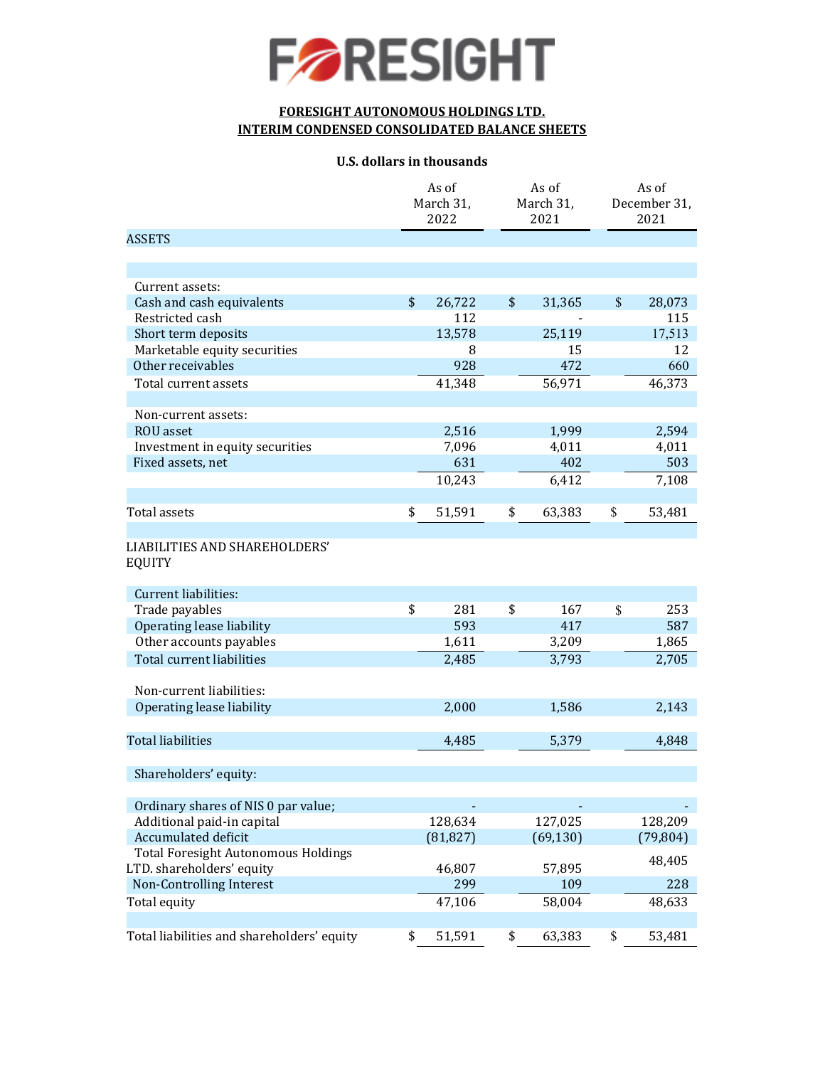# FORESIGHT

**FORESIGHT AUTONOMOUS HOLDINGS LTD.**
**INTERIM CONDENSED CONSOLIDATED BALANCE SHEETS**

**U.S. dollars in thousands**

| | As of March 31, 2022 | As of March 31, 2021 | As of December 31, 2021 |
|---|---|---|---|
| ASSETS | | | |
| Current assets: | | | |
| Cash and cash equivalents | $ 26,722 | $ 31,365 | $ 28,073 |
| Restricted cash | 112 | - | 115 |
| Short term deposits | 13,578 | 25,119 | 17,513 |
| Marketable equity securities | 8 | 15 | 12 |
| Other receivables | 928 | 472 | 660 |
| Total current assets | 41,348 | 56,971 | 46,373 |
| Non-current assets: | | | |
| ROU asset | 2,516 | 1,999 | 2,594 |
| Investment in equity securities | 7,096 | 4,011 | 4,011 |
| Fixed assets, net | 631 | 402 | 503 |
| | 10,243 | 6,412 | 7,108 |
| Total assets | $ 51,591 | $ 63,383 | $ 53,481 |
| LIABILITIES AND SHAREHOLDERS' EQUITY | | | |
| Current liabilities: | | | |
| Trade payables | $ 281 | $ 167 | $ 253 |
| Operating lease liability | 593 | 417 | 587 |
| Other accounts payables | 1,611 | 3,209 | 1,865 |
| Total current liabilities | 2,485 | 3,793 | 2,705 |
| Non-current liabilities: | | | |
| Operating lease liability | 2,000 | 1,586 | 2,143 |
| Total liabilities | 4,485 | 5,379 | 4,848 |
| Shareholders' equity: | | | |
| Ordinary shares of NIS 0 par value; | - | - | - |
| Additional paid-in capital | 128,634 | 127,025 | 128,209 |
| Accumulated deficit | (81,827) | (69,130) | (79,804) |
| Total Foresight Autonomous Holdings LTD. shareholders' equity | 46,807 | 57,895 | 48,405 |
| Non-Controlling Interest | 299 | 109 | 228 |
| Total equity | 47,106 | 58,004 | 48,633 |
| Total liabilities and shareholders' equity | $ 51,591 | $ 63,383 | $ 53,481 |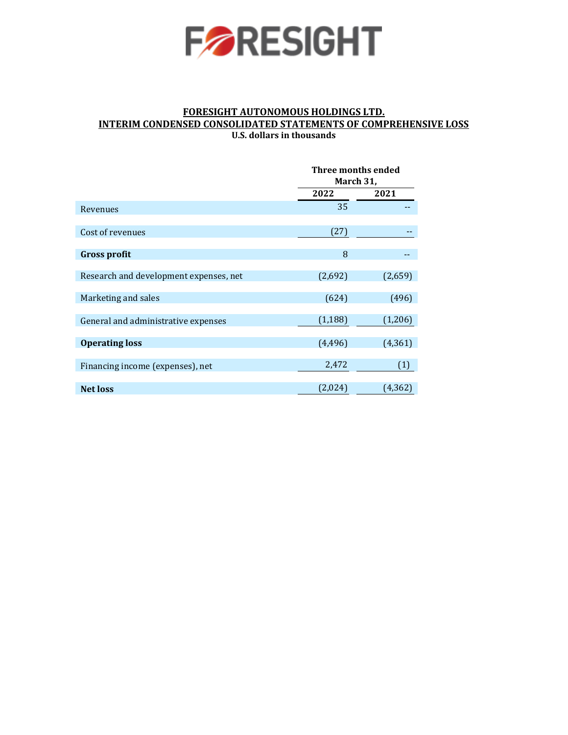# FORESIGHT

## FORESIGHT AUTONOMOUS HOLDINGS LTD.
## INTERIM CONDENSED CONSOLIDATED STATEMENTS OF COMPREHENSIVE LOSS
**U.S. dollars in thousands**

| | Three months ended March 31, | |
|---|---|---|
| | **2022** | **2021** |
| Revenues | 35 | -- |
| Cost of revenues | (27) | -- |
| **Gross profit** | 8 | -- |
| Research and development expenses, net | (2,692) | (2,659) |
| Marketing and sales | (624) | (496) |
| General and administrative expenses | (1,188) | (1,206) |
| **Operating loss** | (4,496) | (4,361) |
| Financing income (expenses), net | 2,472 | (1) |
| **Net loss** | (2,024) | (4,362) |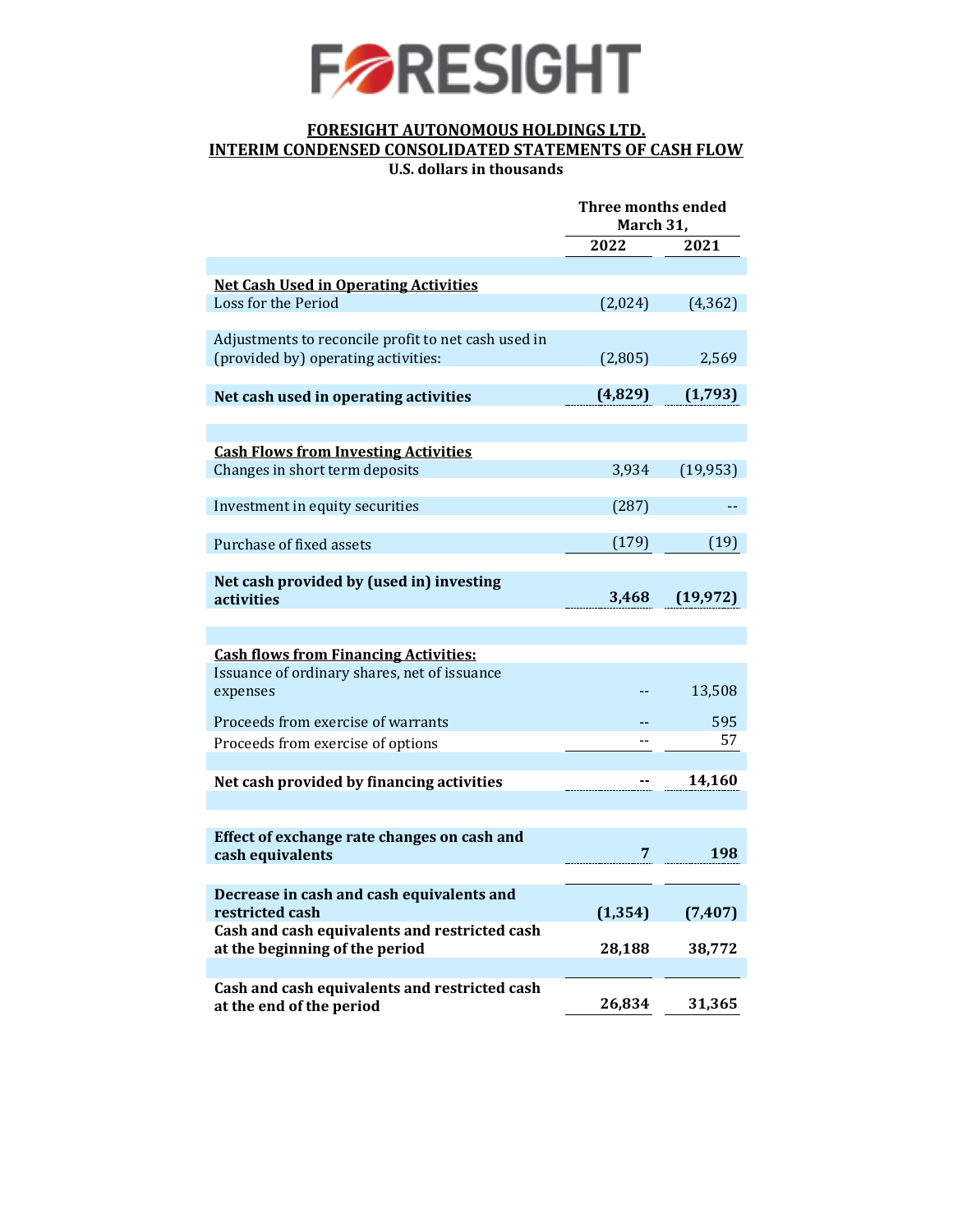FORESIGHT

# FORESIGHT AUTONOMOUS HOLDINGS LTD.
## INTERIM CONDENSED CONSOLIDATED STATEMENTS OF CASH FLOW
**U.S. dollars in thousands**

| | Three months ended March 31, | |
|---|---|---|
| | **2022** | **2021** |
| **Net Cash Used in Operating Activities** | | |
| Loss for the Period | (2,024) | (4,362) |
| Adjustments to reconcile profit to net cash used in (provided by) operating activities: | (2,805) | 2,569 |
| **Net cash used in operating activities** | **(4,829)** | **(1,793)** |
| **Cash Flows from Investing Activities** | | |
| Changes in short term deposits | 3,934 | (19,953) |
| Investment in equity securities | (287) | -- |
| Purchase of fixed assets | (179) | (19) |
| **Net cash provided by (used in) investing activities** | **3,468** | **(19,972)** |
| **Cash flows from Financing Activities:** | | |
| Issuance of ordinary shares, net of issuance expenses | -- | 13,508 |
| Proceeds from exercise of warrants | -- | 595 |
| Proceeds from exercise of options | -- | 57 |
| **Net cash provided by financing activities** | **--** | **14,160** |
| **Effect of exchange rate changes on cash and cash equivalents** | **7** | **198** |
| **Decrease in cash and cash equivalents and restricted cash** | **(1,354)** | **(7,407)** |
| **Cash and cash equivalents and restricted cash at the beginning of the period** | **28,188** | **38,772** |
| **Cash and cash equivalents and restricted cash at the end of the period** | **26,834** | **31,365** |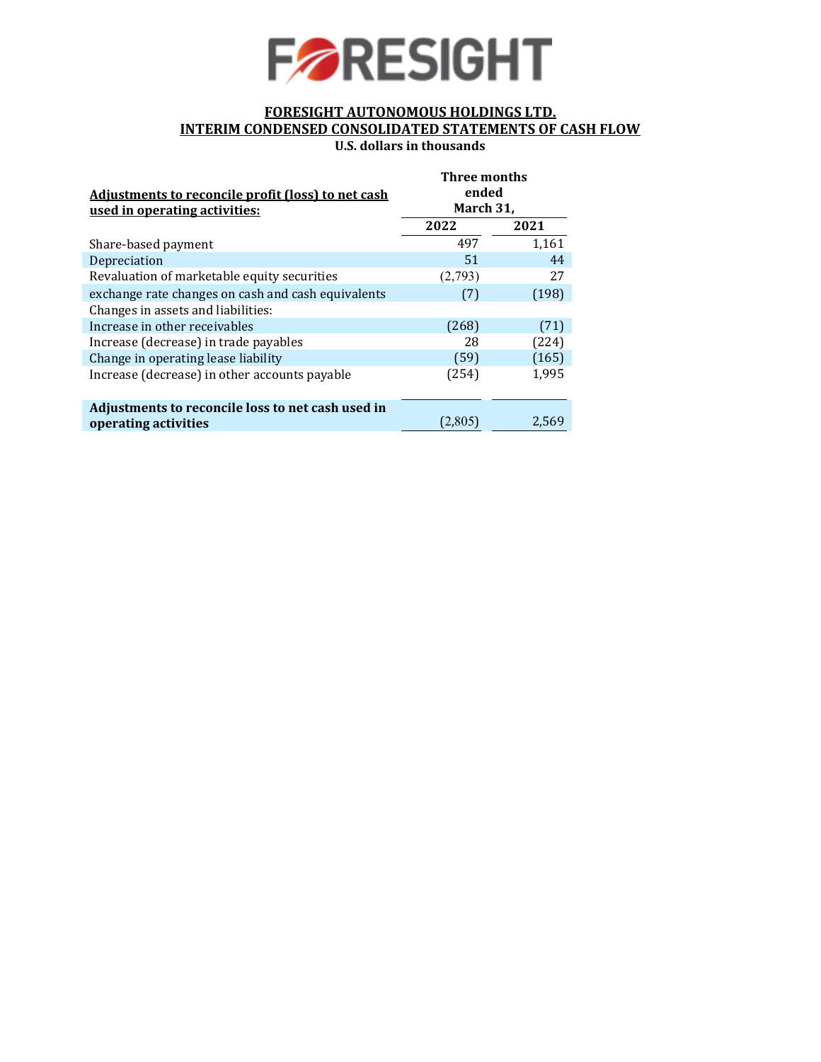# FORESIGHT AUTONOMOUS HOLDINGS LTD.

## INTERIM CONDENSED CONSOLIDATED STATEMENTS OF CASH FLOW

**U.S. dollars in thousands**

| Adjustments to reconcile profit (loss) to net cash used in operating activities: | Three months ended March 31, | |
|---|---|---|
| | 2022 | 2021 |
| Share-based payment | 497 | 1,161 |
| Depreciation | 51 | 44 |
| Revaluation of marketable equity securities | (2,793) | 27 |
| exchange rate changes on cash and cash equivalents | (7) | (198) |
| Changes in assets and liabilities: | | |
| Increase in other receivables | (268) | (71) |
| Increase (decrease) in trade payables | 28 | (224) |
| Change in operating lease liability | (59) | (165) |
| Increase (decrease) in other accounts payable | (254) | 1,995 |
| **Adjustments to reconcile loss to net cash used in operating activities** | (2,805) | 2,569 |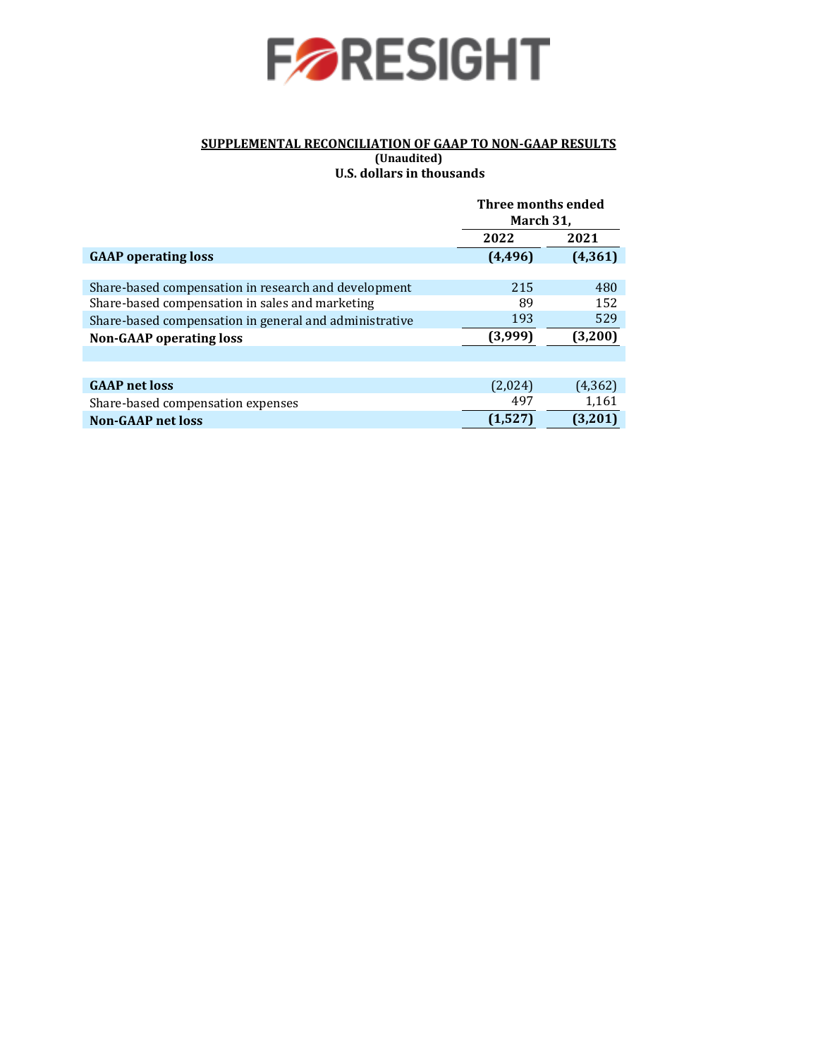FORESIGHT

## SUPPLEMENTAL RECONCILIATION OF GAAP TO NON-GAAP RESULTS

**(Unaudited)**

**U.S. dollars in thousands**

| | Three months ended March 31, | |
|---|---|---|
| | **2022** | **2021** |
| **GAAP operating loss** | **(4,496)** | **(4,361)** |
| | | |
| Share-based compensation in research and development | 215 | 480 |
| Share-based compensation in sales and marketing | 89 | 152 |
| Share-based compensation in general and administrative | 193 | 529 |
| **Non-GAAP operating loss** | **(3,999)** | **(3,200)** |
| | | |
| **GAAP net loss** | (2,024) | (4,362) |
| Share-based compensation expenses | 497 | 1,161 |
| **Non-GAAP net loss** | **(1,527)** | **(3,201)** |